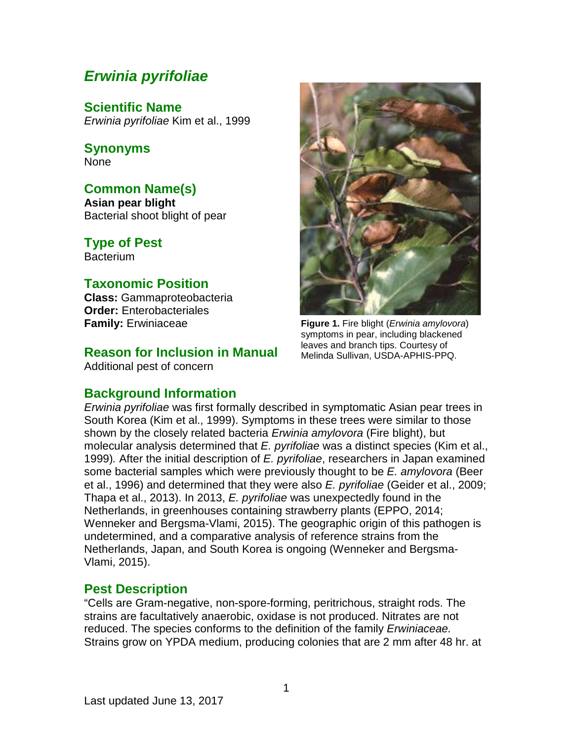# *Erwinia pyrifoliae*

## Scientific Name

*Erwinia pyrifoliae* Kim et al., 1999

## Synonyms

None

## Common Name(s)

**Asian pear blight**
Bacterial shoot blight of pear

## Type of Pest

Bacterium

## Taxonomic Position

**Class:** Gammaproteobacteria
**Order:** Enterobacteriales
**Family:** Erwiniaceae

## Reason for Inclusion in Manual

Additional pest of concern

**Figure 1.** Fire blight (*Erwinia amylovora*) symptoms in pear, including blackened leaves and branch tips. Courtesy of Melinda Sullivan, USDA-APHIS-PPQ.

## Background Information

*Erwinia pyrifoliae* was first formally described in symptomatic Asian pear trees in South Korea (Kim et al., 1999). Symptoms in these trees were similar to those shown by the closely related bacteria *Erwinia amylovora* (Fire blight), but molecular analysis determined that *E. pyrifoliae* was a distinct species (Kim et al., 1999). After the initial description of *E. pyrifoliae*, researchers in Japan examined some bacterial samples which were previously thought to be *E. amylovora* (Beer et al., 1996) and determined that they were also *E. pyrifoliae* (Geider et al., 2009; Thapa et al., 2013). In 2013, *E. pyrifoliae* was unexpectedly found in the Netherlands, in greenhouses containing strawberry plants (EPPO, 2014; Wenneker and Bergsma-Vlami, 2015). The geographic origin of this pathogen is undetermined, and a comparative analysis of reference strains from the Netherlands, Japan, and South Korea is ongoing (Wenneker and Bergsma-Vlami, 2015).

## Pest Description

"Cells are Gram-negative, non-spore-forming, peritrichous, straight rods. The strains are facultatively anaerobic, oxidase is not produced. Nitrates are not reduced. The species conforms to the definition of the family *Erwiniaceae.* Strains grow on YPDA medium, producing colonies that are 2 mm after 48 hr. at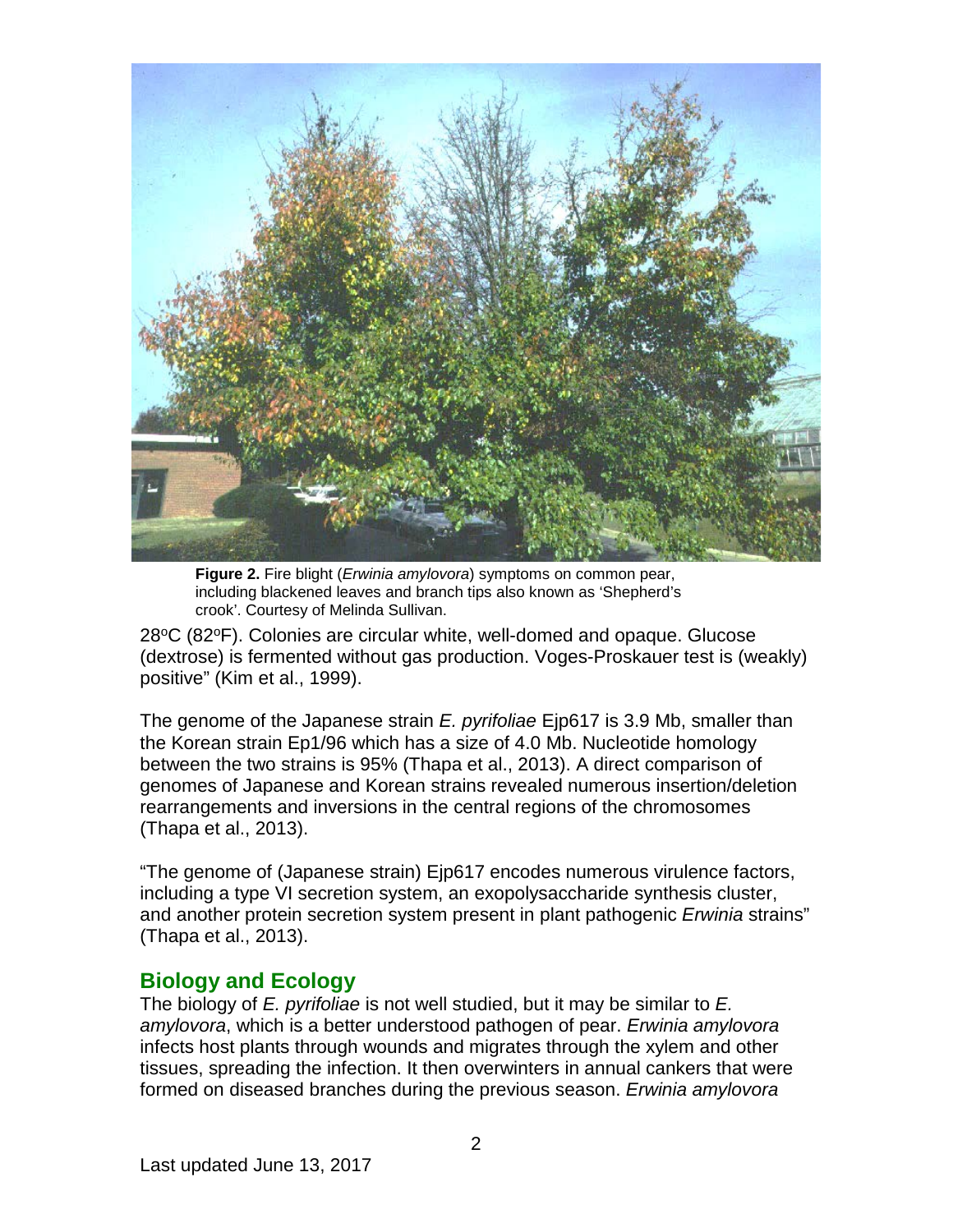**Figure 2.** Fire blight (*Erwinia amylovora*) symptoms on common pear, including blackened leaves and branch tips also known as 'Shepherd's crook'. Courtesy of Melinda Sullivan.

28°C (82°F). Colonies are circular white, well-domed and opaque. Glucose (dextrose) is fermented without gas production. Voges-Proskauer test is (weakly) positive" (Kim et al., 1999).

The genome of the Japanese strain *E. pyrifoliae* Ejp617 is 3.9 Mb, smaller than the Korean strain Ep1/96 which has a size of 4.0 Mb. Nucleotide homology between the two strains is 95% (Thapa et al., 2013). A direct comparison of genomes of Japanese and Korean strains revealed numerous insertion/deletion rearrangements and inversions in the central regions of the chromosomes (Thapa et al., 2013).

"The genome of (Japanese strain) Ejp617 encodes numerous virulence factors, including a type VI secretion system, an exopolysaccharide synthesis cluster, and another protein secretion system present in plant pathogenic *Erwinia* strains" (Thapa et al., 2013).

## Biology and Ecology

The biology of *E. pyrifoliae* is not well studied, but it may be similar to *E. amylovora*, which is a better understood pathogen of pear. *Erwinia amylovora* infects host plants through wounds and migrates through the xylem and other tissues, spreading the infection. It then overwinters in annual cankers that were formed on diseased branches during the previous season. *Erwinia amylovora*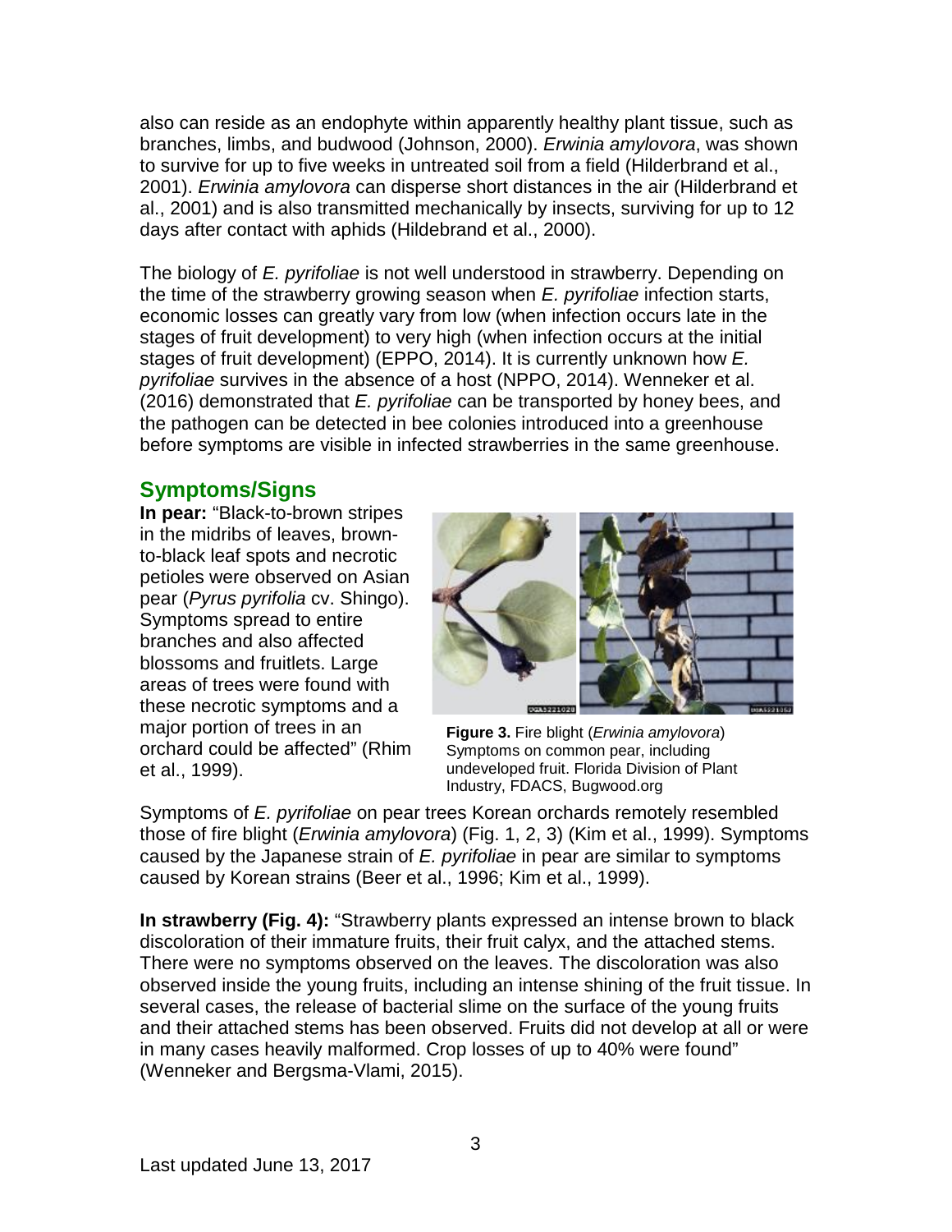also can reside as an endophyte within apparently healthy plant tissue, such as branches, limbs, and budwood (Johnson, 2000). *Erwinia amylovora*, was shown to survive for up to five weeks in untreated soil from a field (Hilderbrand et al., 2001). *Erwinia amylovora* can disperse short distances in the air (Hilderbrand et al., 2001) and is also transmitted mechanically by insects, surviving for up to 12 days after contact with aphids (Hildebrand et al., 2000).

The biology of *E. pyrifoliae* is not well understood in strawberry. Depending on the time of the strawberry growing season when *E. pyrifoliae* infection starts, economic losses can greatly vary from low (when infection occurs late in the stages of fruit development) to very high (when infection occurs at the initial stages of fruit development) (EPPO, 2014). It is currently unknown how *E. pyrifoliae* survives in the absence of a host (NPPO, 2014). Wenneker et al. (2016) demonstrated that *E. pyrifoliae* can be transported by honey bees, and the pathogen can be detected in bee colonies introduced into a greenhouse before symptoms are visible in infected strawberries in the same greenhouse.

## Symptoms/Signs

**In pear:** "Black-to-brown stripes in the midribs of leaves, brown-to-black leaf spots and necrotic petioles were observed on Asian pear (*Pyrus pyrifolia* cv. Shingo). Symptoms spread to entire branches and also affected blossoms and fruitlets. Large areas of trees were found with these necrotic symptoms and a major portion of trees in an orchard could be affected" (Rhim et al., 1999).

**Figure 3.** Fire blight (*Erwinia amylovora*) Symptoms on common pear, including undeveloped fruit. Florida Division of Plant Industry, FDACS, Bugwood.org

Symptoms of *E. pyrifoliae* on pear trees Korean orchards remotely resembled those of fire blight (*Erwinia amylovora*) (Fig. 1, 2, 3) (Kim et al., 1999). Symptoms caused by the Japanese strain of *E. pyrifoliae* in pear are similar to symptoms caused by Korean strains (Beer et al., 1996; Kim et al., 1999).

**In strawberry (Fig. 4):** "Strawberry plants expressed an intense brown to black discoloration of their immature fruits, their fruit calyx, and the attached stems. There were no symptoms observed on the leaves. The discoloration was also observed inside the young fruits, including an intense shining of the fruit tissue. In several cases, the release of bacterial slime on the surface of the young fruits and their attached stems has been observed. Fruits did not develop at all or were in many cases heavily malformed. Crop losses of up to 40% were found" (Wenneker and Bergsma-Vlami, 2015).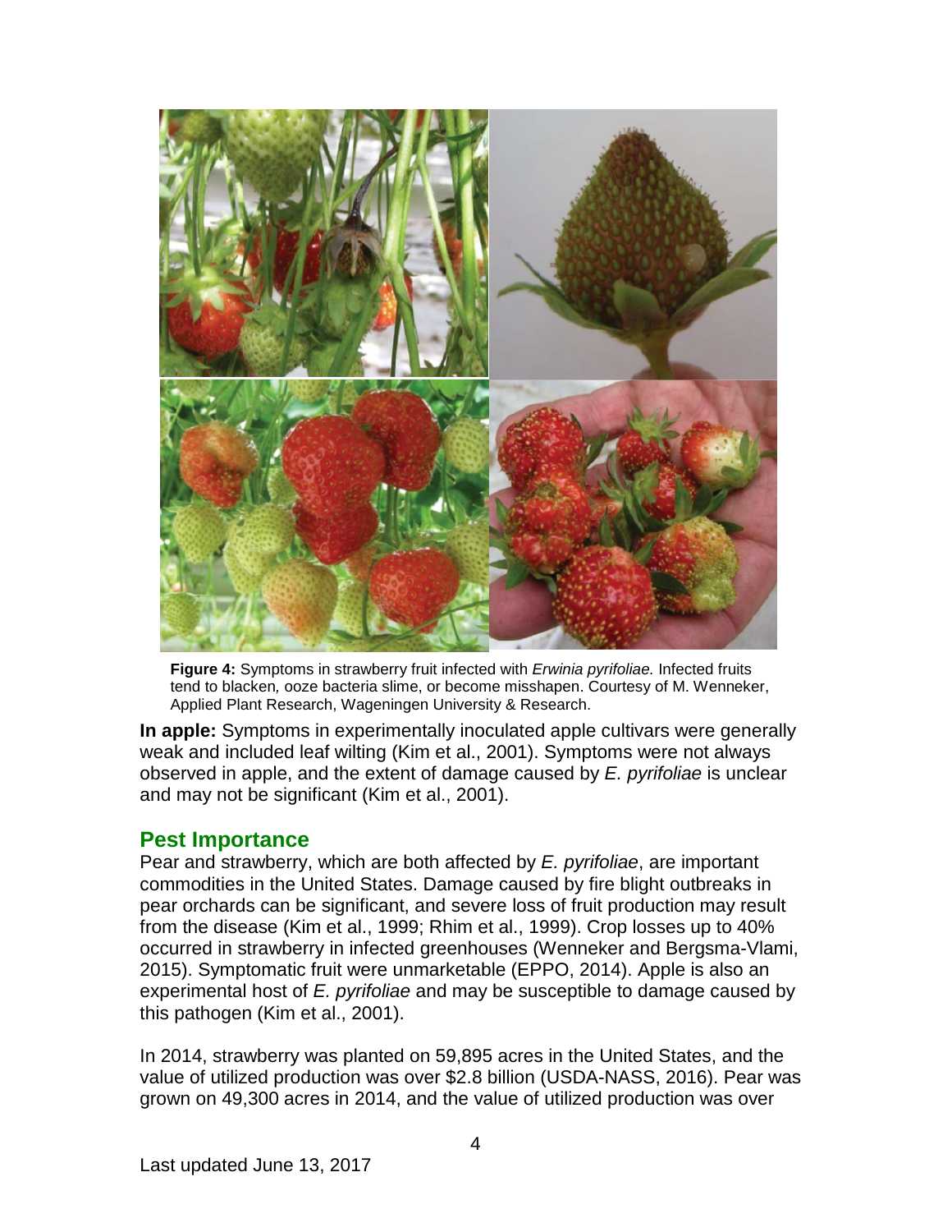**Figure 4:** Symptoms in strawberry fruit infected with *Erwinia pyrifoliae.* Infected fruits tend to blacken*,* ooze bacteria slime, or become misshapen. Courtesy of M. Wenneker, Applied Plant Research, Wageningen University & Research.

**In apple:** Symptoms in experimentally inoculated apple cultivars were generally weak and included leaf wilting (Kim et al., 2001). Symptoms were not always observed in apple, and the extent of damage caused by *E. pyrifoliae* is unclear and may not be significant (Kim et al., 2001).

## Pest Importance

Pear and strawberry, which are both affected by *E. pyrifoliae*, are important commodities in the United States. Damage caused by fire blight outbreaks in pear orchards can be significant, and severe loss of fruit production may result from the disease (Kim et al., 1999; Rhim et al., 1999). Crop losses up to 40% occurred in strawberry in infected greenhouses (Wenneker and Bergsma-Vlami, 2015). Symptomatic fruit were unmarketable (EPPO, 2014). Apple is also an experimental host of *E. pyrifoliae* and may be susceptible to damage caused by this pathogen (Kim et al., 2001).

In 2014, strawberry was planted on 59,895 acres in the United States, and the value of utilized production was over $2.8 billion (USDA-NASS, 2016). Pear was grown on 49,300 acres in 2014, and the value of utilized production was over

Last updated June 13, 2017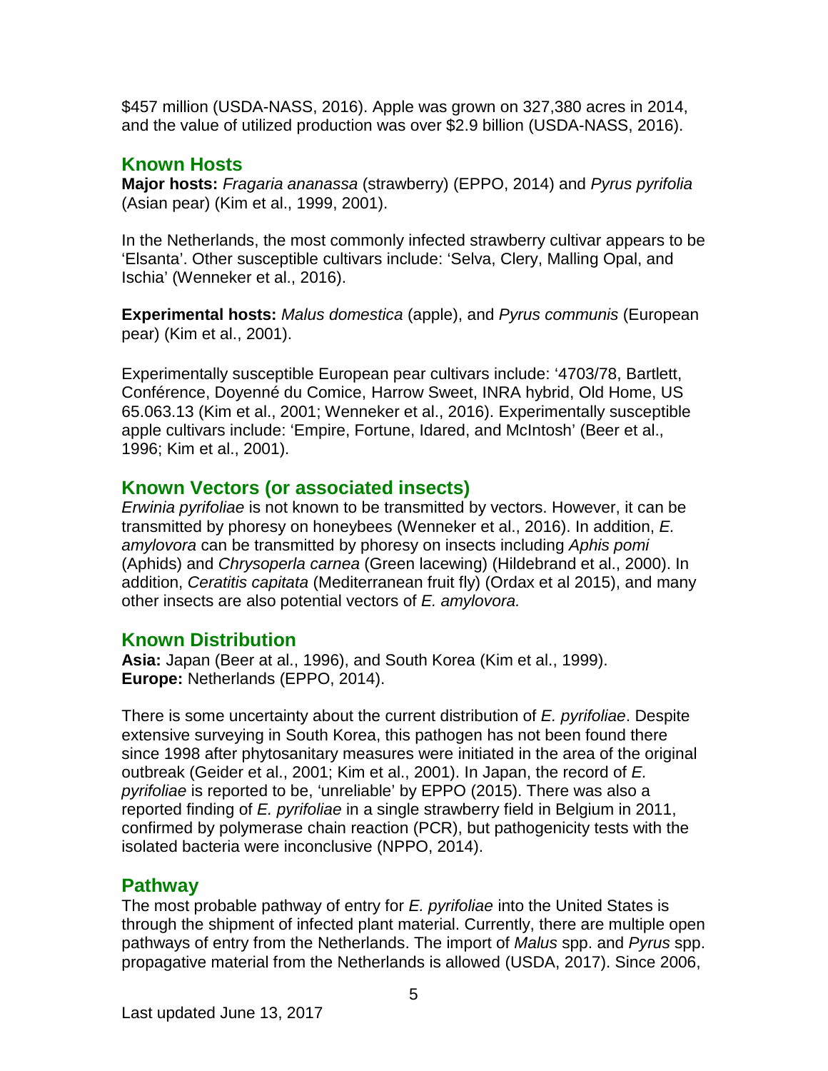$457 million (USDA-NASS, 2016). Apple was grown on 327,380 acres in 2014, and the value of utilized production was over $2.9 billion (USDA-NASS, 2016).

## Known Hosts

**Major hosts:** *Fragaria ananassa* (strawberry) (EPPO, 2014) and *Pyrus pyrifolia* (Asian pear) (Kim et al., 1999, 2001).

In the Netherlands, the most commonly infected strawberry cultivar appears to be 'Elsanta'. Other susceptible cultivars include: 'Selva, Clery, Malling Opal, and Ischia' (Wenneker et al., 2016).

**Experimental hosts:** *Malus domestica* (apple), and *Pyrus communis* (European pear) (Kim et al., 2001).

Experimentally susceptible European pear cultivars include: '4703/78, Bartlett, Conférence, Doyenné du Comice, Harrow Sweet, INRA hybrid, Old Home, US 65.063.13 (Kim et al., 2001; Wenneker et al., 2016). Experimentally susceptible apple cultivars include: 'Empire, Fortune, Idared, and McIntosh' (Beer et al., 1996; Kim et al., 2001).

## Known Vectors (or associated insects)

*Erwinia pyrifoliae* is not known to be transmitted by vectors. However, it can be transmitted by phoresy on honeybees (Wenneker et al., 2016). In addition, *E. amylovora* can be transmitted by phoresy on insects including *Aphis pomi* (Aphids) and *Chrysoperla carnea* (Green lacewing) (Hildebrand et al., 2000). In addition, *Ceratitis capitata* (Mediterranean fruit fly) (Ordax et al 2015), and many other insects are also potential vectors of *E. amylovora.*

## Known Distribution

**Asia:** Japan (Beer at al., 1996), and South Korea (Kim et al., 1999).
**Europe:** Netherlands (EPPO, 2014).

There is some uncertainty about the current distribution of *E. pyrifoliae*. Despite extensive surveying in South Korea, this pathogen has not been found there since 1998 after phytosanitary measures were initiated in the area of the original outbreak (Geider et al., 2001; Kim et al., 2001). In Japan, the record of *E. pyrifoliae* is reported to be, 'unreliable' by EPPO (2015). There was also a reported finding of *E. pyrifoliae* in a single strawberry field in Belgium in 2011, confirmed by polymerase chain reaction (PCR), but pathogenicity tests with the isolated bacteria were inconclusive (NPPO, 2014).

## Pathway

The most probable pathway of entry for *E. pyrifoliae* into the United States is through the shipment of infected plant material. Currently, there are multiple open pathways of entry from the Netherlands. The import of *Malus* spp. and *Pyrus* spp. propagative material from the Netherlands is allowed (USDA, 2017). Since 2006,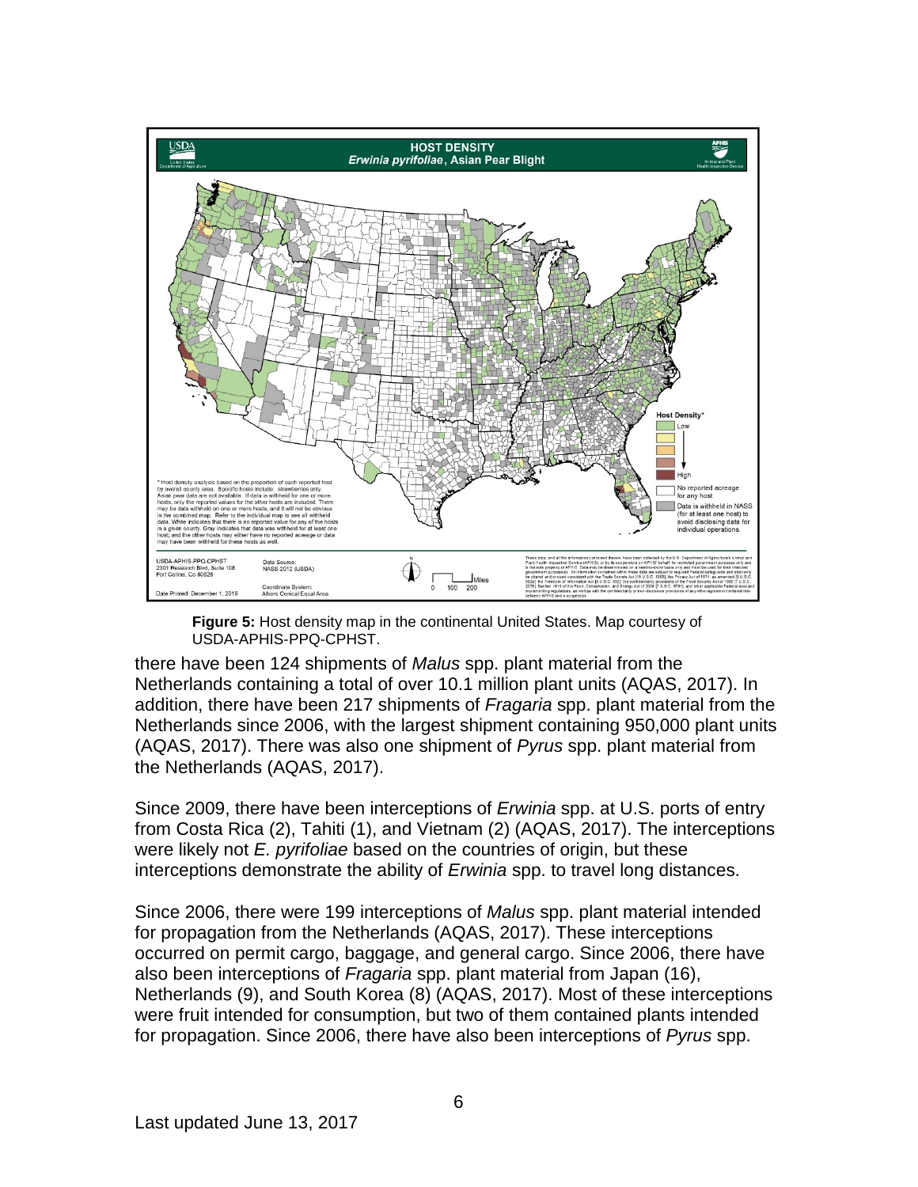**Figure 5:** Host density map in the continental United States. Map courtesy of USDA-APHIS-PPQ-CPHST.

there have been 124 shipments of *Malus* spp. plant material from the Netherlands containing a total of over 10.1 million plant units (AQAS, 2017). In addition, there have been 217 shipments of *Fragaria* spp. plant material from the Netherlands since 2006, with the largest shipment containing 950,000 plant units (AQAS, 2017). There was also one shipment of *Pyrus* spp. plant material from the Netherlands (AQAS, 2017).

Since 2009, there have been interceptions of *Erwinia* spp. at U.S. ports of entry from Costa Rica (2), Tahiti (1), and Vietnam (2) (AQAS, 2017). The interceptions were likely not *E. pyrifoliae* based on the countries of origin, but these interceptions demonstrate the ability of *Erwinia* spp. to travel long distances.

Since 2006, there were 199 interceptions of *Malus* spp. plant material intended for propagation from the Netherlands (AQAS, 2017). These interceptions occurred on permit cargo, baggage, and general cargo. Since 2006, there have also been interceptions of *Fragaria* spp. plant material from Japan (16), Netherlands (9), and South Korea (8) (AQAS, 2017). Most of these interceptions were fruit intended for consumption, but two of them contained plants intended for propagation. Since 2006, there have also been interceptions of *Pyrus* spp.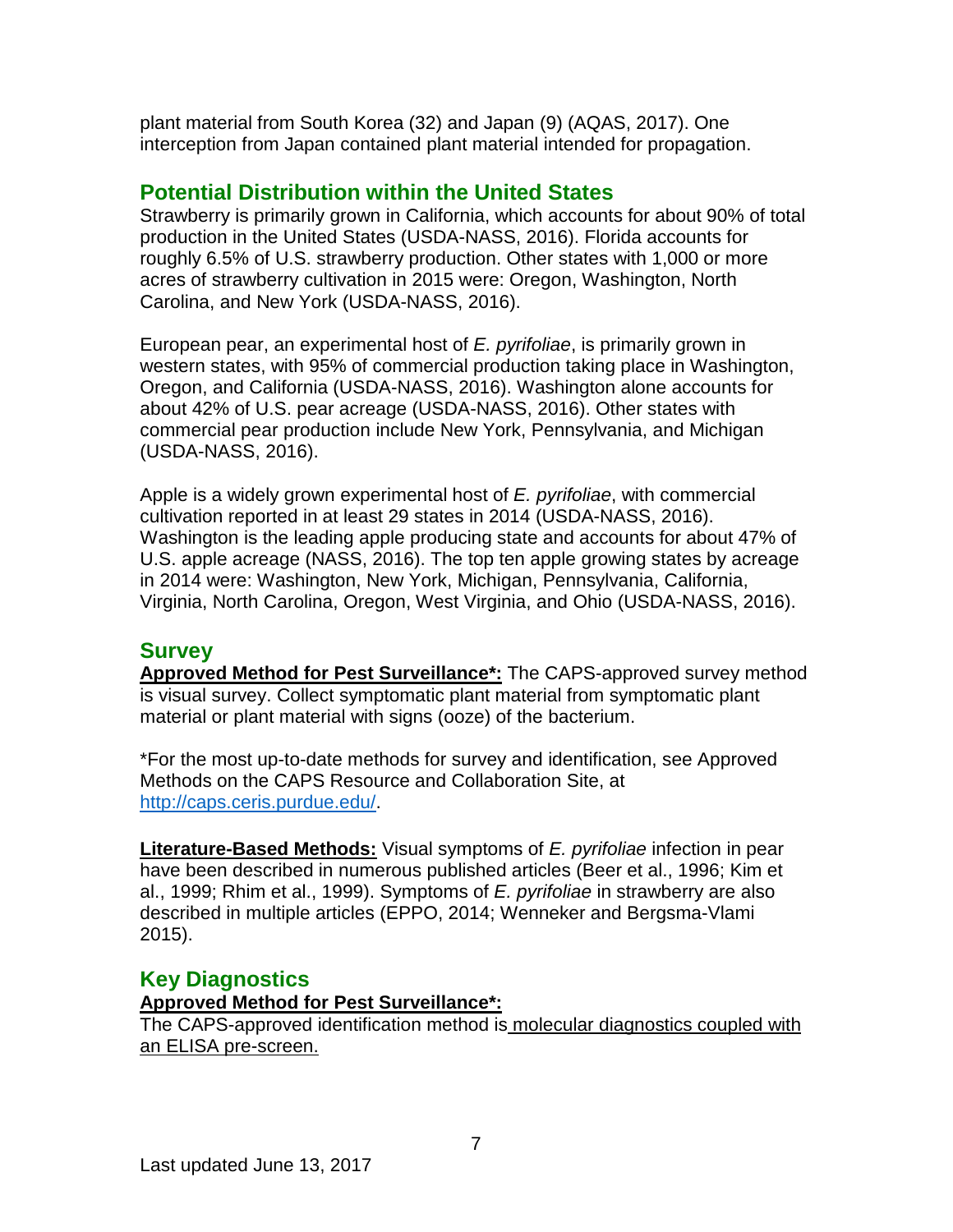plant material from South Korea (32) and Japan (9) (AQAS, 2017). One interception from Japan contained plant material intended for propagation.

## Potential Distribution within the United States

Strawberry is primarily grown in California, which accounts for about 90% of total production in the United States (USDA-NASS, 2016). Florida accounts for roughly 6.5% of U.S. strawberry production. Other states with 1,000 or more acres of strawberry cultivation in 2015 were: Oregon, Washington, North Carolina, and New York (USDA-NASS, 2016).

European pear, an experimental host of *E. pyrifoliae*, is primarily grown in western states, with 95% of commercial production taking place in Washington, Oregon, and California (USDA-NASS, 2016). Washington alone accounts for about 42% of U.S. pear acreage (USDA-NASS, 2016). Other states with commercial pear production include New York, Pennsylvania, and Michigan (USDA-NASS, 2016).

Apple is a widely grown experimental host of *E. pyrifoliae*, with commercial cultivation reported in at least 29 states in 2014 (USDA-NASS, 2016). Washington is the leading apple producing state and accounts for about 47% of U.S. apple acreage (NASS, 2016). The top ten apple growing states by acreage in 2014 were: Washington, New York, Michigan, Pennsylvania, California, Virginia, North Carolina, Oregon, West Virginia, and Ohio (USDA-NASS, 2016).

## Survey

**Approved Method for Pest Surveillance*:** The CAPS-approved survey method is visual survey. Collect symptomatic plant material from symptomatic plant material or plant material with signs (ooze) of the bacterium.

*For the most up-to-date methods for survey and identification, see Approved Methods on the CAPS Resource and Collaboration Site, at http://caps.ceris.purdue.edu/.

**Literature-Based Methods:** Visual symptoms of *E. pyrifoliae* infection in pear have been described in numerous published articles (Beer et al., 1996; Kim et al., 1999; Rhim et al., 1999). Symptoms of *E. pyrifoliae* in strawberry are also described in multiple articles (EPPO, 2014; Wenneker and Bergsma-Vlami 2015).

## Key Diagnostics

**Approved Method for Pest Surveillance*:**

The CAPS-approved identification method is molecular diagnostics coupled with an ELISA pre-screen.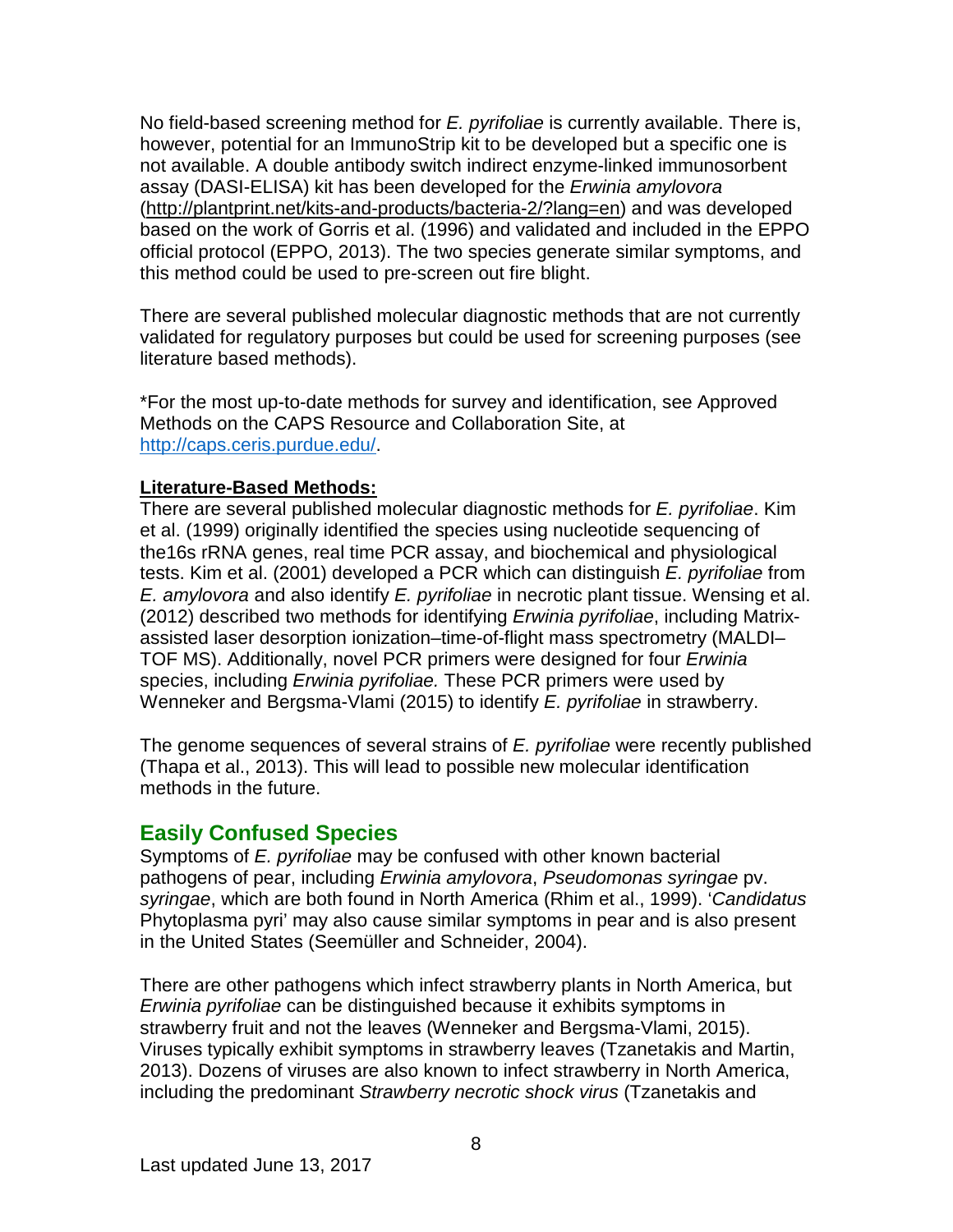No field-based screening method for *E. pyrifoliae* is currently available. There is, however, potential for an ImmunoStrip kit to be developed but a specific one is not available. A double antibody switch indirect enzyme-linked immunosorbent assay (DASI-ELISA) kit has been developed for the *Erwinia amylovora* (http://plantprint.net/kits-and-products/bacteria-2/?lang=en) and was developed based on the work of Gorris et al. (1996) and validated and included in the EPPO official protocol (EPPO, 2013). The two species generate similar symptoms, and this method could be used to pre-screen out fire blight.

There are several published molecular diagnostic methods that are not currently validated for regulatory purposes but could be used for screening purposes (see literature based methods).

*For the most up-to-date methods for survey and identification, see Approved Methods on the CAPS Resource and Collaboration Site, at http://caps.ceris.purdue.edu/.

**Literature-Based Methods:**

There are several published molecular diagnostic methods for *E. pyrifoliae*. Kim et al. (1999) originally identified the species using nucleotide sequencing of the16s rRNA genes, real time PCR assay, and biochemical and physiological tests. Kim et al. (2001) developed a PCR which can distinguish *E. pyrifoliae* from *E. amylovora* and also identify *E. pyrifoliae* in necrotic plant tissue. Wensing et al. (2012) described two methods for identifying *Erwinia pyrifoliae*, including Matrix-assisted laser desorption ionization–time-of-flight mass spectrometry (MALDI–TOF MS). Additionally, novel PCR primers were designed for four *Erwinia* species, including *Erwinia pyrifoliae.* These PCR primers were used by Wenneker and Bergsma-Vlami (2015) to identify *E. pyrifoliae* in strawberry.

The genome sequences of several strains of *E. pyrifoliae* were recently published (Thapa et al., 2013). This will lead to possible new molecular identification methods in the future.

## Easily Confused Species

Symptoms of *E. pyrifoliae* may be confused with other known bacterial pathogens of pear, including *Erwinia amylovora*, *Pseudomonas syringae* pv. *syringae*, which are both found in North America (Rhim et al., 1999). '*Candidatus* Phytoplasma pyri' may also cause similar symptoms in pear and is also present in the United States (Seemüller and Schneider, 2004).

There are other pathogens which infect strawberry plants in North America, but *Erwinia pyrifoliae* can be distinguished because it exhibits symptoms in strawberry fruit and not the leaves (Wenneker and Bergsma-Vlami, 2015). Viruses typically exhibit symptoms in strawberry leaves (Tzanetakis and Martin, 2013). Dozens of viruses are also known to infect strawberry in North America, including the predominant *Strawberry necrotic shock virus* (Tzanetakis and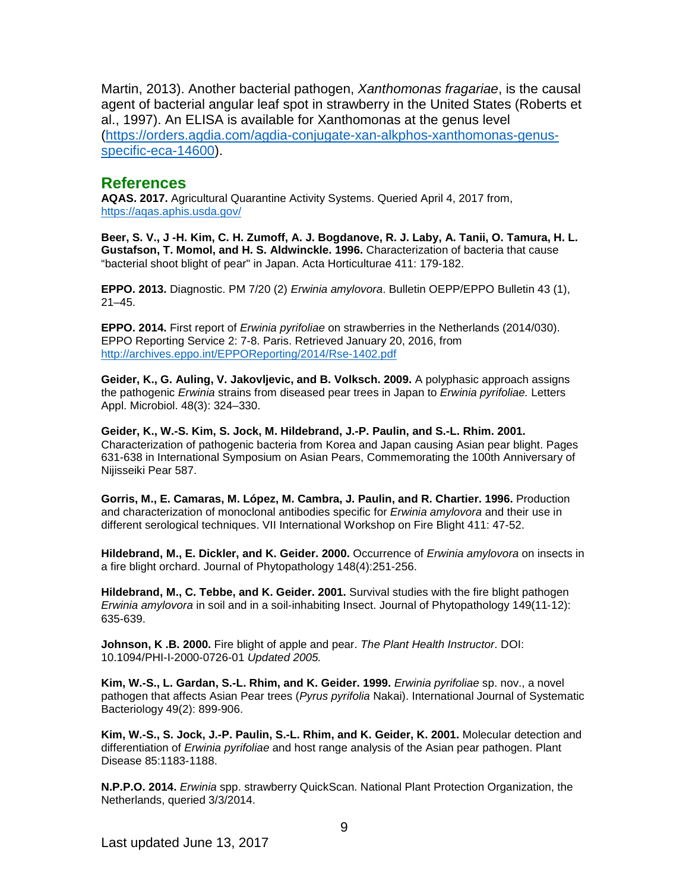Martin, 2013). Another bacterial pathogen, *Xanthomonas fragariae*, is the causal agent of bacterial angular leaf spot in strawberry in the United States (Roberts et al., 1997). An ELISA is available for Xanthomonas at the genus level (https://orders.agdia.com/agdia-conjugate-xan-alkphos-xanthomonas-genus-specific-eca-14600).

## References

**AQAS. 2017.** Agricultural Quarantine Activity Systems. Queried April 4, 2017 from, https://aqas.aphis.usda.gov/

**Beer, S. V., J -H. Kim, C. H. Zumoff, A. J. Bogdanove, R. J. Laby, A. Tanii, O. Tamura, H. L. Gustafson, T. Momol, and H. S. Aldwinckle. 1996.** Characterization of bacteria that cause "bacterial shoot blight of pear" in Japan. Acta Horticulturae 411: 179-182.

**EPPO. 2013.** Diagnostic. PM 7/20 (2) *Erwinia amylovora*. Bulletin OEPP/EPPO Bulletin 43 (1), 21–45.

**EPPO. 2014.** First report of *Erwinia pyrifoliae* on strawberries in the Netherlands (2014/030). EPPO Reporting Service 2: 7-8. Paris. Retrieved January 20, 2016, from http://archives.eppo.int/EPPOReporting/2014/Rse-1402.pdf

**Geider, K., G. Auling, V. Jakovljevic, and B. Volksch. 2009.** A polyphasic approach assigns the pathogenic *Erwinia* strains from diseased pear trees in Japan to *Erwinia pyrifoliae.* Letters Appl. Microbiol. 48(3): 324–330.

**Geider, K., W.-S. Kim, S. Jock, M. Hildebrand, J.-P. Paulin, and S.-L. Rhim. 2001.** Characterization of pathogenic bacteria from Korea and Japan causing Asian pear blight. Pages 631-638 in International Symposium on Asian Pears, Commemorating the 100th Anniversary of Nijisseiki Pear 587.

**Gorris, M., E. Camaras, M. López, M. Cambra, J. Paulin, and R. Chartier. 1996.** Production and characterization of monoclonal antibodies specific for *Erwinia amylovora* and their use in different serological techniques. VII International Workshop on Fire Blight 411: 47-52.

**Hildebrand, M., E. Dickler, and K. Geider. 2000.** Occurrence of *Erwinia amylovora* on insects in a fire blight orchard. Journal of Phytopathology 148(4):251-256.

**Hildebrand, M., C. Tebbe, and K. Geider. 2001.** Survival studies with the fire blight pathogen *Erwinia amylovora* in soil and in a soil-inhabiting Insect. Journal of Phytopathology 149(11-12): 635-639.

**Johnson, K .B. 2000.** Fire blight of apple and pear. *The Plant Health Instructor*. DOI: 10.1094/PHI-I-2000-0726-01 *Updated 2005.*

**Kim, W.-S., L. Gardan, S.-L. Rhim, and K. Geider. 1999.** *Erwinia pyrifoliae* sp. nov., a novel pathogen that affects Asian Pear trees (*Pyrus pyrifolia* Nakai). International Journal of Systematic Bacteriology 49(2): 899-906.

**Kim, W.-S., S. Jock, J.-P. Paulin, S.-L. Rhim, and K. Geider, K. 2001.** Molecular detection and differentiation of *Erwinia pyrifoliae* and host range analysis of the Asian pear pathogen. Plant Disease 85:1183-1188.

**N.P.P.O. 2014.** *Erwinia* spp. strawberry QuickScan. National Plant Protection Organization, the Netherlands, queried 3/3/2014.

Last updated June 13, 2017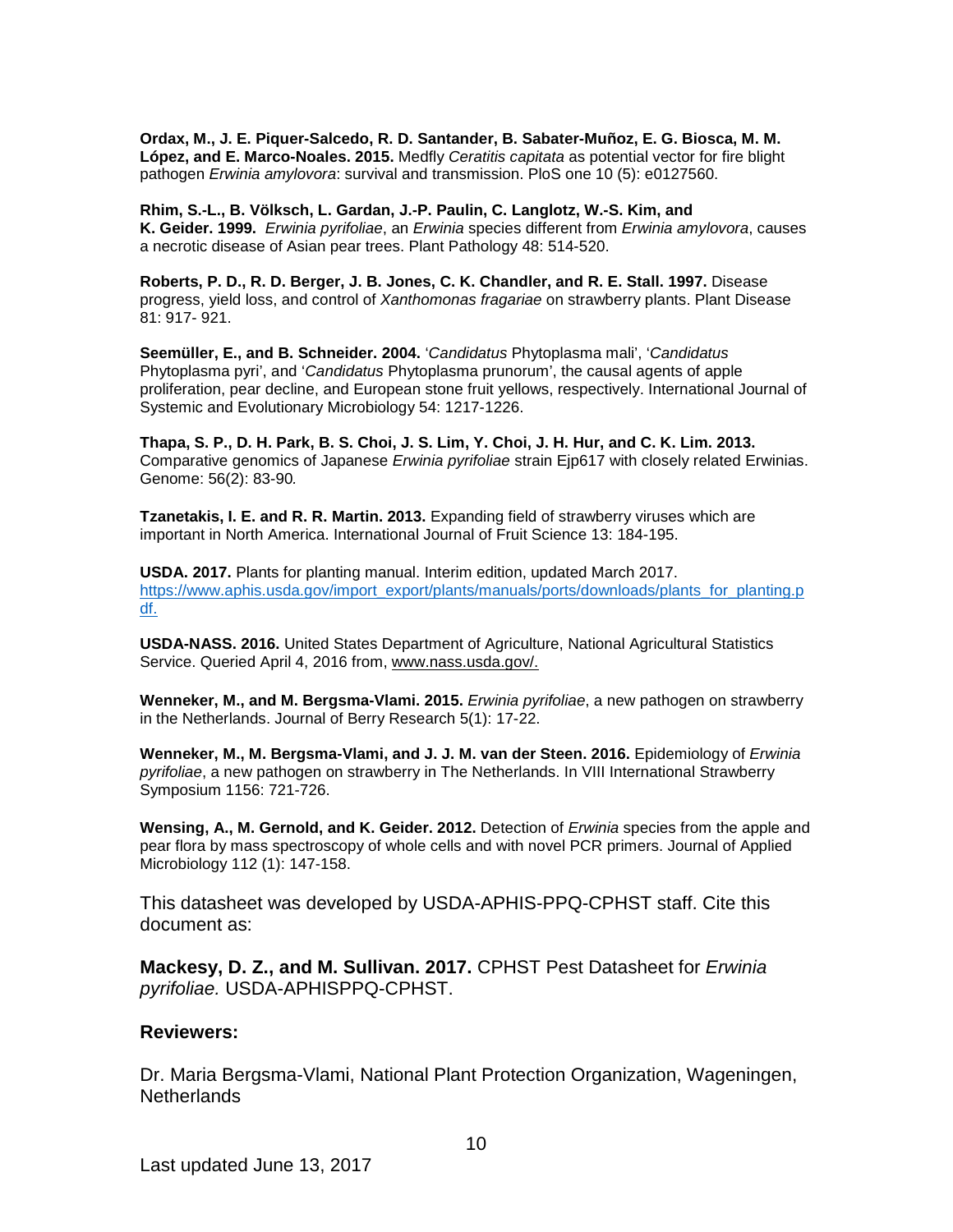**Ordax, M., J. E. Piquer-Salcedo, R. D. Santander, B. Sabater-Muñoz, E. G. Biosca, M. M. López, and E. Marco-Noales. 2015.** Medfly *Ceratitis capitata* as potential vector for fire blight pathogen *Erwinia amylovora*: survival and transmission. PloS one 10 (5): e0127560.

**Rhim, S.-L., B. Völksch, L. Gardan, J.-P. Paulin, C. Langlotz, W.-S. Kim, and K. Geider. 1999.** *Erwinia pyrifoliae*, an *Erwinia* species different from *Erwinia amylovora*, causes a necrotic disease of Asian pear trees. Plant Pathology 48: 514-520.

**Roberts, P. D., R. D. Berger, J. B. Jones, C. K. Chandler, and R. E. Stall. 1997.** Disease progress, yield loss, and control of *Xanthomonas fragariae* on strawberry plants. Plant Disease 81: 917- 921.

**Seemüller, E., and B. Schneider. 2004.** '*Candidatus* Phytoplasma mali', '*Candidatus* Phytoplasma pyri', and '*Candidatus* Phytoplasma prunorum', the causal agents of apple proliferation, pear decline, and European stone fruit yellows, respectively. International Journal of Systemic and Evolutionary Microbiology 54: 1217-1226.

**Thapa, S. P., D. H. Park, B. S. Choi, J. S. Lim, Y. Choi, J. H. Hur, and C. K. Lim. 2013.** Comparative genomics of Japanese *Erwinia pyrifoliae* strain Ejp617 with closely related Erwinias. Genome: 56(2): 83-90*.*

**Tzanetakis, I. E. and R. R. Martin. 2013.** Expanding field of strawberry viruses which are important in North America. International Journal of Fruit Science 13: 184-195.

**USDA. 2017.** Plants for planting manual. Interim edition, updated March 2017. https://www.aphis.usda.gov/import_export/plants/manuals/ports/downloads/plants_for_planting.pdf.

**USDA-NASS. 2016.** United States Department of Agriculture, National Agricultural Statistics Service. Queried April 4, 2016 from, www.nass.usda.gov/.

**Wenneker, M., and M. Bergsma-Vlami. 2015.** *Erwinia pyrifoliae*, a new pathogen on strawberry in the Netherlands. Journal of Berry Research 5(1): 17-22.

**Wenneker, M., M. Bergsma-Vlami, and J. J. M. van der Steen. 2016.** Epidemiology of *Erwinia pyrifoliae*, a new pathogen on strawberry in The Netherlands. In VIII International Strawberry Symposium 1156: 721-726.

**Wensing, A., M. Gernold, and K. Geider. 2012.** Detection of *Erwinia* species from the apple and pear flora by mass spectroscopy of whole cells and with novel PCR primers. Journal of Applied Microbiology 112 (1): 147-158.

This datasheet was developed by USDA-APHIS-PPQ-CPHST staff. Cite this document as:

**Mackesy, D. Z., and M. Sullivan. 2017.** CPHST Pest Datasheet for *Erwinia pyrifoliae.* USDA-APHISPPQ-CPHST.

**Reviewers:**

Dr. Maria Bergsma-Vlami, National Plant Protection Organization, Wageningen, Netherlands

Last updated June 13, 2017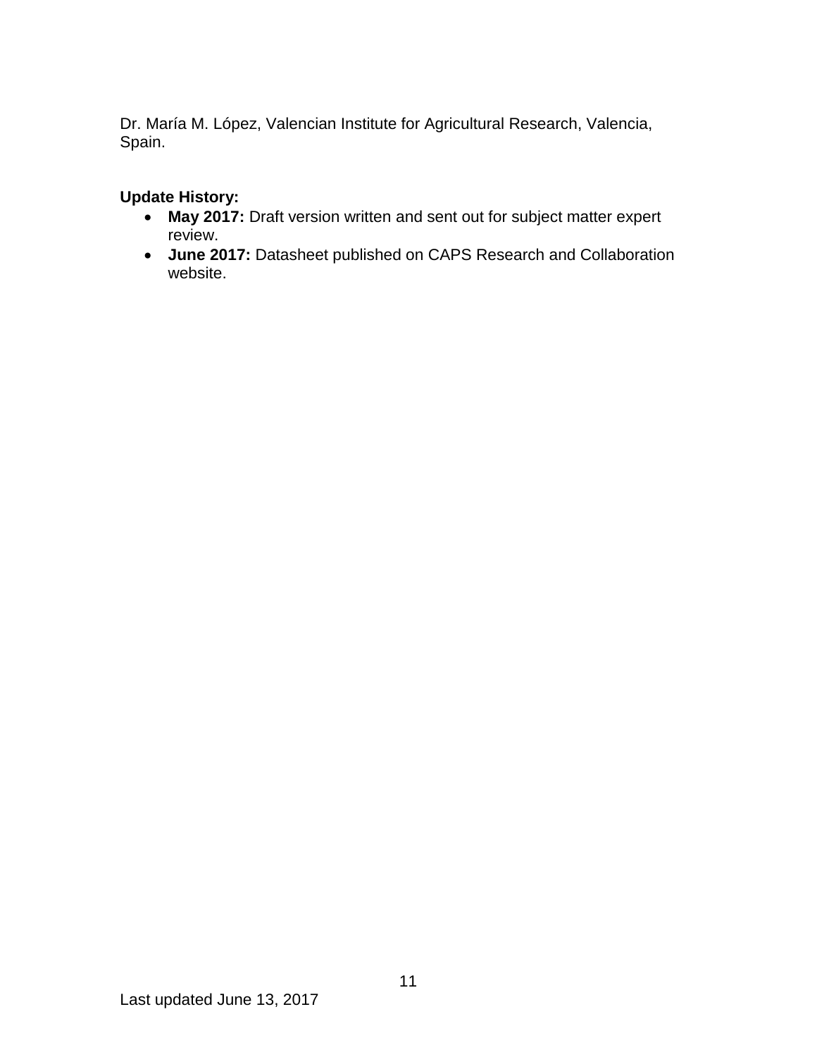Dr. María M. López, Valencian Institute for Agricultural Research, Valencia, Spain.

**Update History:**

- **May 2017:** Draft version written and sent out for subject matter expert review.
- **June 2017:** Datasheet published on CAPS Research and Collaboration website.